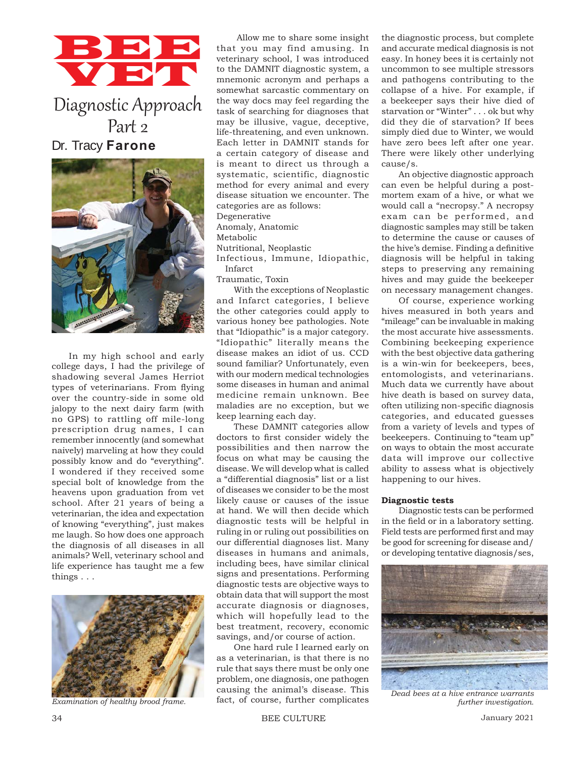# BEE VET

## Diagnostic Approach Part 2

### Dr. Tracy **Farone**

In my high school and early college days, I had the privilege of shadowing several James Herriot types of veterinarians. From flying over the country-side in some old jalopy to the next dairy farm (with no GPS) to rattling off mile-long prescription drug names, I can remember innocently (and somewhat naively) marveling at how they could possibly know and do "everything". I wondered if they received some special bolt of knowledge from the heavens upon graduation from vet school. After 21 years of being a veterinarian, the idea and expectation of knowing "everything", just makes me laugh. So how does one approach the diagnosis of all diseases in all animals? Well, veterinary school and life experience has taught me a few things . . .

*Examination of healthy brood frame.*

Allow me to share some insight that you may find amusing. In veterinary school, I was introduced to the DAMNIT diagnostic system, a mnemonic acronym and perhaps a somewhat sarcastic commentary on the way docs may feel regarding the task of searching for diagnoses that may be illusive, vague, deceptive, life-threatening, and even unknown. Each letter in DAMNIT stands for a certain category of disease and is meant to direct us through a systematic, scientific, diagnostic method for every animal and every disease situation we encounter. The categories are as follows:

Degenerative
Anomaly, Anatomic
Metabolic
Nutritional, Neoplastic
Infectious, Immune, Idiopathic, Infarct
Traumatic, Toxin

With the exceptions of Neoplastic and Infarct categories, I believe the other categories could apply to various honey bee pathologies. Note that "Idiopathic" is a major category. "Idiopathic" literally means the disease makes an idiot of us. CCD sound familiar? Unfortunately, even with our modern medical technologies some diseases in human and animal medicine remain unknown. Bee maladies are no exception, but we keep learning each day.

These DAMNIT categories allow doctors to first consider widely the possibilities and then narrow the focus on what may be causing the disease. We will develop what is called a "differential diagnosis" list or a list of diseases we consider to be the most likely cause or causes of the issue at hand. We will then decide which diagnostic tests will be helpful in ruling in or ruling out possibilities on our differential diagnoses list. Many diseases in humans and animals, including bees, have similar clinical signs and presentations. Performing diagnostic tests are objective ways to obtain data that will support the most accurate diagnosis or diagnoses, which will hopefully lead to the best treatment, recovery, economic savings, and/or course of action.

One hard rule I learned early on as a veterinarian, is that there is no rule that says there must be only one problem, one diagnosis, one pathogen causing the animal's disease. This fact, of course, further complicates the diagnostic process, but complete and accurate medical diagnosis is not easy. In honey bees it is certainly not uncommon to see multiple stressors and pathogens contributing to the collapse of a hive. For example, if a beekeeper says their hive died of starvation or "Winter" . . . ok but why did they die of starvation? If bees simply died due to Winter, we would have zero bees left after one year. There were likely other underlying cause/s.

An objective diagnostic approach can even be helpful during a post-mortem exam of a hive, or what we would call a "necropsy." A necropsy exam can be performed, and diagnostic samples may still be taken to determine the cause or causes of the hive's demise. Finding a definitive diagnosis will be helpful in taking steps to preserving any remaining hives and may guide the beekeeper on necessary management changes.

Of course, experience working hives measured in both years and "mileage" can be invaluable in making the most accurate hive assessments. Combining beekeeping experience with the best objective data gathering is a win-win for beekeepers, bees, entomologists, and veterinarians. Much data we currently have about hive death is based on survey data, often utilizing non-specific diagnosis categories, and educated guesses from a variety of levels and types of beekeepers. Continuing to "team up" on ways to obtain the most accurate data will improve our collective ability to assess what is objectively happening to our hives.

**Diagnostic tests**

Diagnostic tests can be performed in the field or in a laboratory setting. Field tests are performed first and may be good for screening for disease and/or developing tentative diagnosis/ses,

*Dead bees at a hive entrance warrants further investigation.*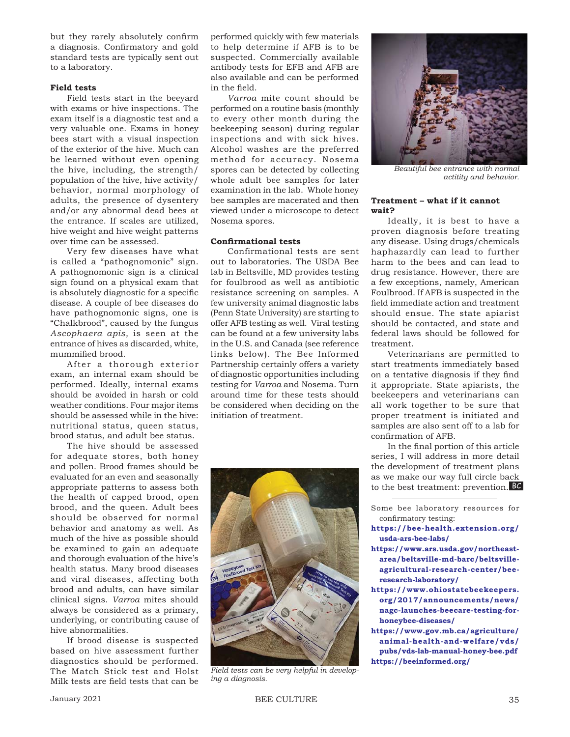but they rarely absolutely confirm a diagnosis. Confirmatory and gold standard tests are typically sent out to a laboratory.

**Field tests**

Field tests start in the beeyard with exams or hive inspections. The exam itself is a diagnostic test and a very valuable one. Exams in honey bees start with a visual inspection of the exterior of the hive. Much can be learned without even opening the hive, including, the strength/population of the hive, hive activity/behavior, normal morphology of adults, the presence of dysentery and/or any abnormal dead bees at the entrance. If scales are utilized, hive weight and hive weight patterns over time can be assessed.

Very few diseases have what is called a "pathognomonic" sign. A pathognomonic sign is a clinical sign found on a physical exam that is absolutely diagnostic for a specific disease. A couple of bee diseases do have pathognomonic signs, one is "Chalkbrood", caused by the fungus *Ascophaera apis,* is seen at the entrance of hives as discarded, white, mummified brood.

After a thorough exterior exam, an internal exam should be performed. Ideally, internal exams should be avoided in harsh or cold weather conditions. Four major items should be assessed while in the hive: nutritional status, queen status, brood status, and adult bee status.

The hive should be assessed for adequate stores, both honey and pollen. Brood frames should be evaluated for an even and seasonally appropriate patterns to assess both the health of capped brood, open brood, and the queen. Adult bees should be observed for normal behavior and anatomy as well. As much of the hive as possible should be examined to gain an adequate and thorough evaluation of the hive's health status. Many brood diseases and viral diseases, affecting both brood and adults, can have similar clinical signs. *Varroa* mites should always be considered as a primary, underlying, or contributing cause of hive abnormalities.

If brood disease is suspected based on hive assessment further diagnostics should be performed. The Match Stick test and Holst Milk tests are field tests that can be performed quickly with few materials to help determine if AFB is to be suspected. Commercially available antibody tests for EFB and AFB are also available and can be performed in the field.

*Varroa* mite count should be performed on a routine basis (monthly to every other month during the beekeeping season) during regular inspections and with sick hives. Alcohol washes are the preferred method for accuracy. Nosema spores can be detected by collecting whole adult bee samples for later examination in the lab. Whole honey bee samples are macerated and then viewed under a microscope to detect Nosema spores.

**Confirmational tests**

Confirmational tests are sent out to laboratories. The USDA Bee lab in Beltsville, MD provides testing for foulbrood as well as antibiotic resistance screening on samples. A few university animal diagnostic labs (Penn State University) are starting to offer AFB testing as well. Viral testing can be found at a few university labs in the U.S. and Canada (see reference links below). The Bee Informed Partnership certainly offers a variety of diagnostic opportunities including testing for *Varroa* and Nosema. Turn around time for these tests should be considered when deciding on the initiation of treatment.

*Field tests can be very helpful in developing a diagnosis.*

*Beautiful bee entrance with normal actitity and behavior.*

**Treatment – what if it cannot wait?**

Ideally, it is best to have a proven diagnosis before treating any disease. Using drugs/chemicals haphazardly can lead to further harm to the bees and can lead to drug resistance. However, there are a few exceptions, namely, American Foulbrood. If AFB is suspected in the field immediate action and treatment should ensue. The state apiarist should be contacted, and state and federal laws should be followed for treatment.

Veterinarians are permitted to start treatments immediately based on a tentative diagnosis if they find it appropriate. State apiarists, the beekeepers and veterinarians can all work together to be sure that proper treatment is initiated and samples are also sent off to a lab for confirmation of AFB.

In the final portion of this article series, I will address in more detail the development of treatment plans as we make our way full circle back to the best treatment: prevention. BC

---

Some bee laboratory resources for confirmatory testing:

**https://bee-health.extension.org/usda-ars-bee-labs/**

**https://www.ars.usda.gov/northeast-area/beltsville-md-barc/beltsville-agricultural-research-center/bee-research-laboratory/**

**https://www.ohiostatebeekeepers.org/2017/announcements/news/nagc-launches-beecare-testing-for-honeybee-diseases/**

**https://www.gov.mb.ca/agriculture/animal-health-and-welfare/vds/pubs/vds-lab-manual-honey-bee.pdf**

**https://beeinformed.org/**